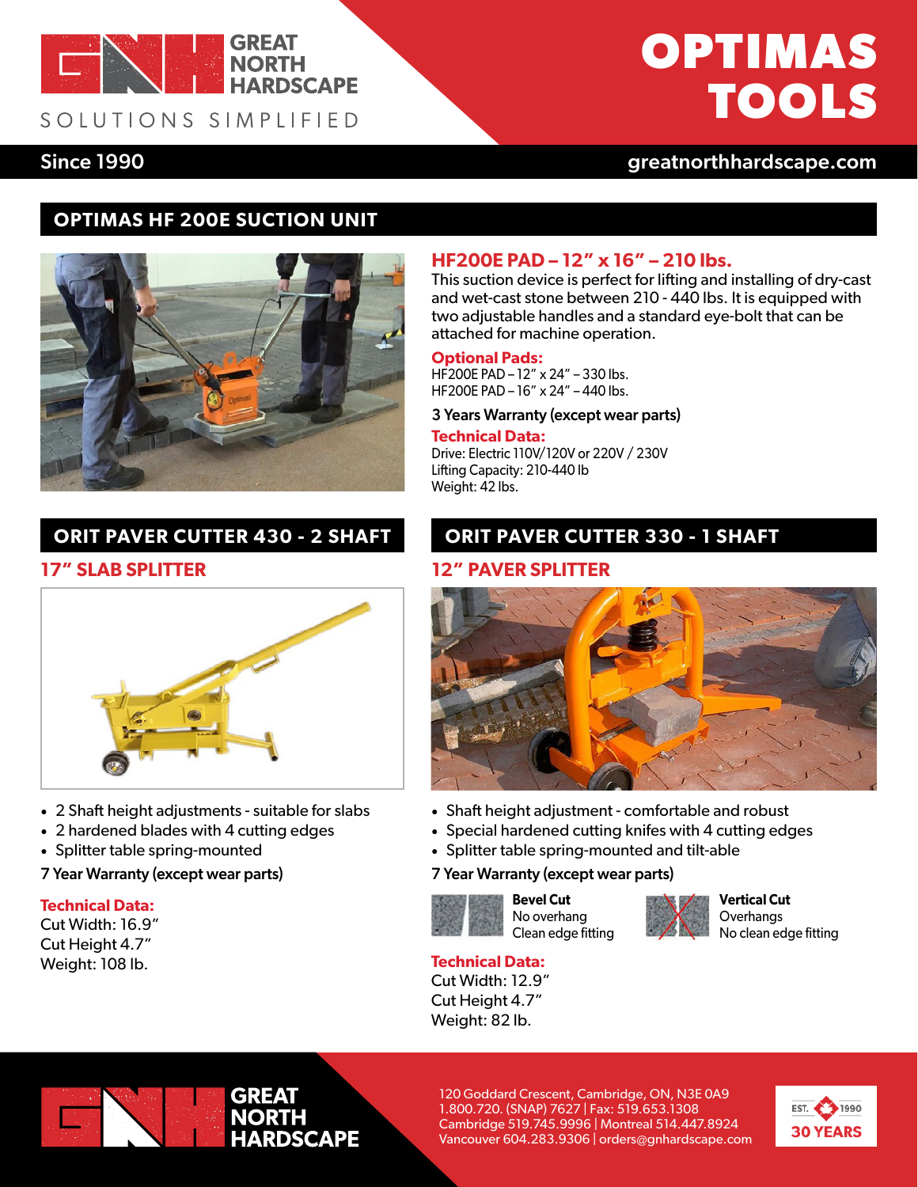GREAT NORTH HARDSCAPE

SOLUTIONS SIMPLIFIED

# OPTIMAS TOOLS

Since 1990

greatnorthhardscape.com

## OPTIMAS HF 200E SUCTION UNIT

### HF200E PAD – 12" x 16" – 210 lbs.

This suction device is perfect for lifting and installing of dry-cast and wet-cast stone between 210 - 440 lbs. It is equipped with two adjustable handles and a standard eye-bolt that can be attached for machine operation.

**Optional Pads:**

HF200E PAD – 12" x 24" – 330 lbs.
HF200E PAD – 16" x 24" – 440 lbs.

**3 Years Warranty (except wear parts)**

**Technical Data:**

Drive: Electric 110V/120V or 220V / 230V
Lifting Capacity: 210-440 lb
Weight: 42 lbs.

## ORIT PAVER CUTTER 430 - 2 SHAFT

### 17" SLAB SPLITTER

- 2 Shaft height adjustments - suitable for slabs
- 2 hardened blades with 4 cutting edges
- Splitter table spring-mounted

**7 Year Warranty (except wear parts)**

**Technical Data:**

Cut Width: 16.9"
Cut Height 4.7"
Weight: 108 lb.

## ORIT PAVER CUTTER 330 - 1 SHAFT

### 12" PAVER SPLITTER

- Shaft height adjustment - comfortable and robust
- Special hardened cutting knifes with 4 cutting edges
- Splitter table spring-mounted and tilt-able

**7 Year Warranty (except wear parts)**

**Bevel Cut**
No overhang
Clean edge fitting

**Vertical Cut**
Overhangs
No clean edge fitting

**Technical Data:**

Cut Width: 12.9"
Cut Height 4.7"
Weight: 82 lb.

GREAT NORTH HARDSCAPE

120 Goddard Crescent, Cambridge, ON, N3E 0A9
1.800.720. (SNAP) 7627 | Fax: 519.653.1308
Cambridge 519.745.9996 | Montreal 514.447.8924
Vancouver 604.283.9306 | orders@gnhardscape.com

EST. 1990 30 YEARS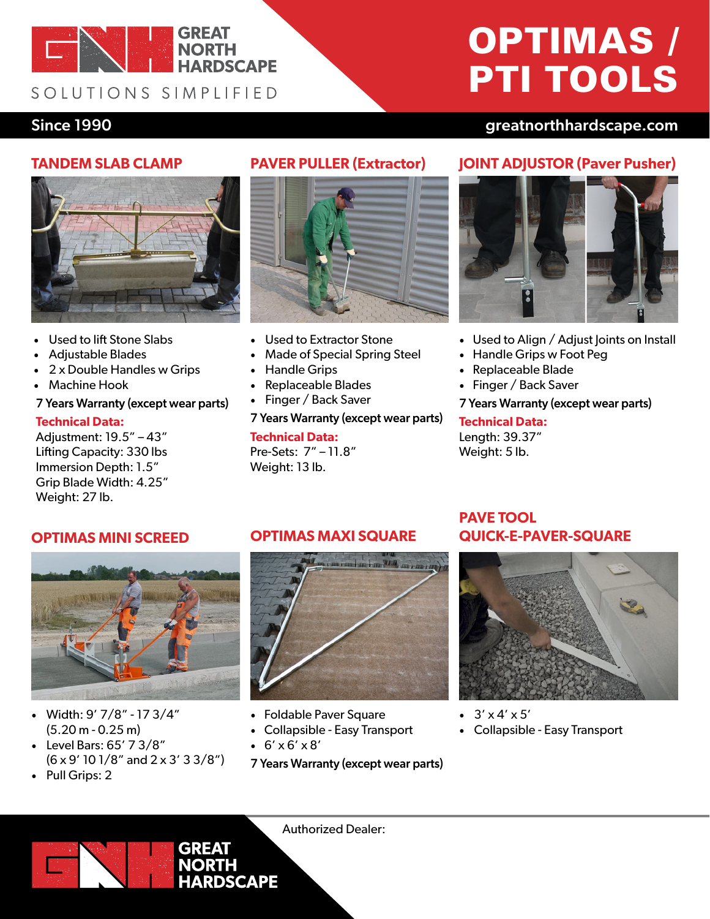GREAT NORTH HARDSCAPE

SOLUTIONS SIMPLIFIED

# OPTIMAS / PTI TOOLS

Since 1990

greatnorthhardscape.com

## TANDEM SLAB CLAMP

- Used to lift Stone Slabs
- Adjustable Blades
- 2 x Double Handles w Grips
- Machine Hook

**7 Years Warranty (except wear parts)**

**Technical Data:**
Adjustment: 19.5" – 43"
Lifting Capacity: 330 lbs
Immersion Depth: 1.5"
Grip Blade Width: 4.25"
Weight: 27 lb.

## PAVER PULLER (Extractor)

- Used to Extractor Stone
- Made of Special Spring Steel
- Handle Grips
- Replaceable Blades
- Finger / Back Saver

**7 Years Warranty (except wear parts)**

**Technical Data:**
Pre-Sets: 7" – 11.8"
Weight: 13 lb.

## JOINT ADJUSTOR (Paver Pusher)

- Used to Align / Adjust Joints on Install
- Handle Grips w Foot Peg
- Replaceable Blade
- Finger / Back Saver

**7 Years Warranty (except wear parts)**

**Technical Data:**
Length: 39.37"
Weight: 5 lb.

## OPTIMAS MINI SCREED

- Width: 9' 7/8" - 17 3/4" (5.20 m - 0.25 m)
- Level Bars: 65' 7 3/8" (6 x 9' 10 1/8" and 2 x 3' 3 3/8")
- Pull Grips: 2

## OPTIMAS MAXI SQUARE

- Foldable Paver Square
- Collapsible - Easy Transport
- 6' x 6' x 8'

**7 Years Warranty (except wear parts)**

## PAVE TOOL QUICK-E-PAVER-SQUARE

- 3' x 4' x 5'
- Collapsible - Easy Transport

Authorized Dealer:

GREAT NORTH HARDSCAPE